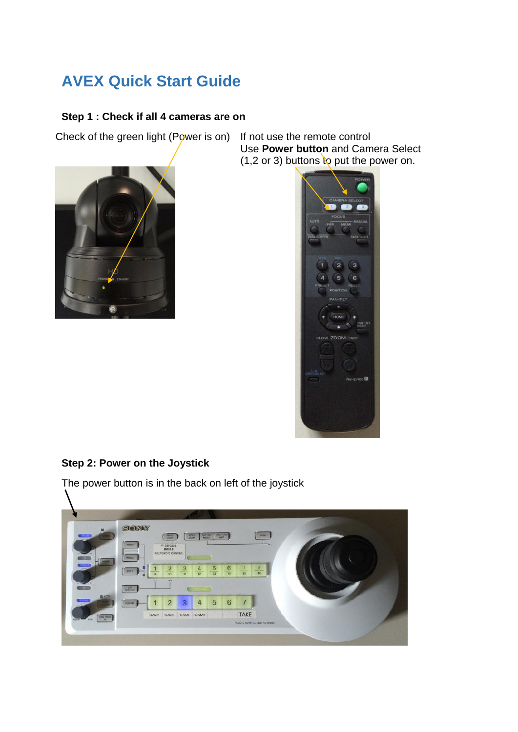# AVEX Quick Start Guide

### Step 1 : Check if all 4 cameras are on

Check of the green light (Power is on)

If not use the remote control
Use **Power button** and Camera Select (1,2 or 3) buttons to put the power on.

### Step 2: Power on the Joystick

The power button is in the back on left of the joystick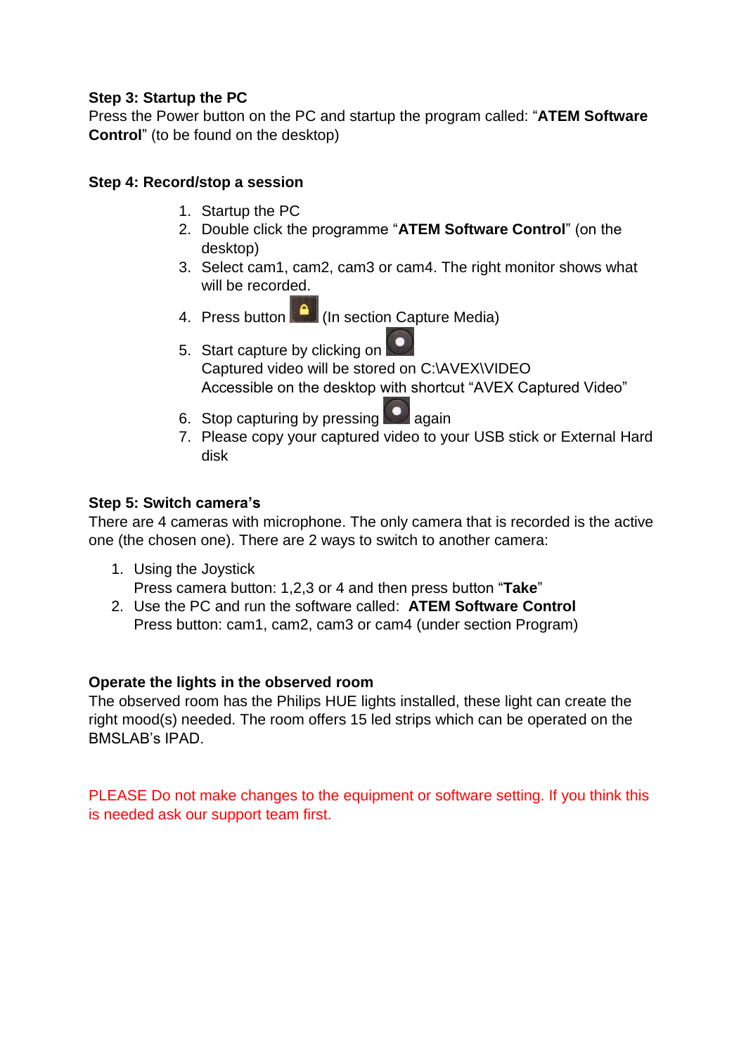**Step 3: Startup the PC**
Press the Power button on the PC and startup the program called: "**ATEM Software Control**" (to be found on the desktop)

**Step 4: Record/stop a session**

1. Startup the PC
2. Double click the programme "**ATEM Software Control**" (on the desktop)
3. Select cam1, cam2, cam3 or cam4. The right monitor shows what will be recorded.
4. Press button (In section Capture Media)
5. Start capture by clicking on
   Captured video will be stored on C:\AVEX\VIDEO
   Accessible on the desktop with shortcut "AVEX Captured Video"
6. Stop capturing by pressing again
7. Please copy your captured video to your USB stick or External Hard disk

**Step 5: Switch camera's**
There are 4 cameras with microphone. The only camera that is recorded is the active one (the chosen one). There are 2 ways to switch to another camera:

1. Using the Joystick
   Press camera button: 1,2,3 or 4 and then press button "**Take**"
2. Use the PC and run the software called: **ATEM Software Control**
   Press button: cam1, cam2, cam3 or cam4 (under section Program)

**Operate the lights in the observed room**
The observed room has the Philips HUE lights installed, these light can create the right mood(s) needed. The room offers 15 led strips which can be operated on the BMSLAB's IPAD.

PLEASE Do not make changes to the equipment or software setting. If you think this is needed ask our support team first.